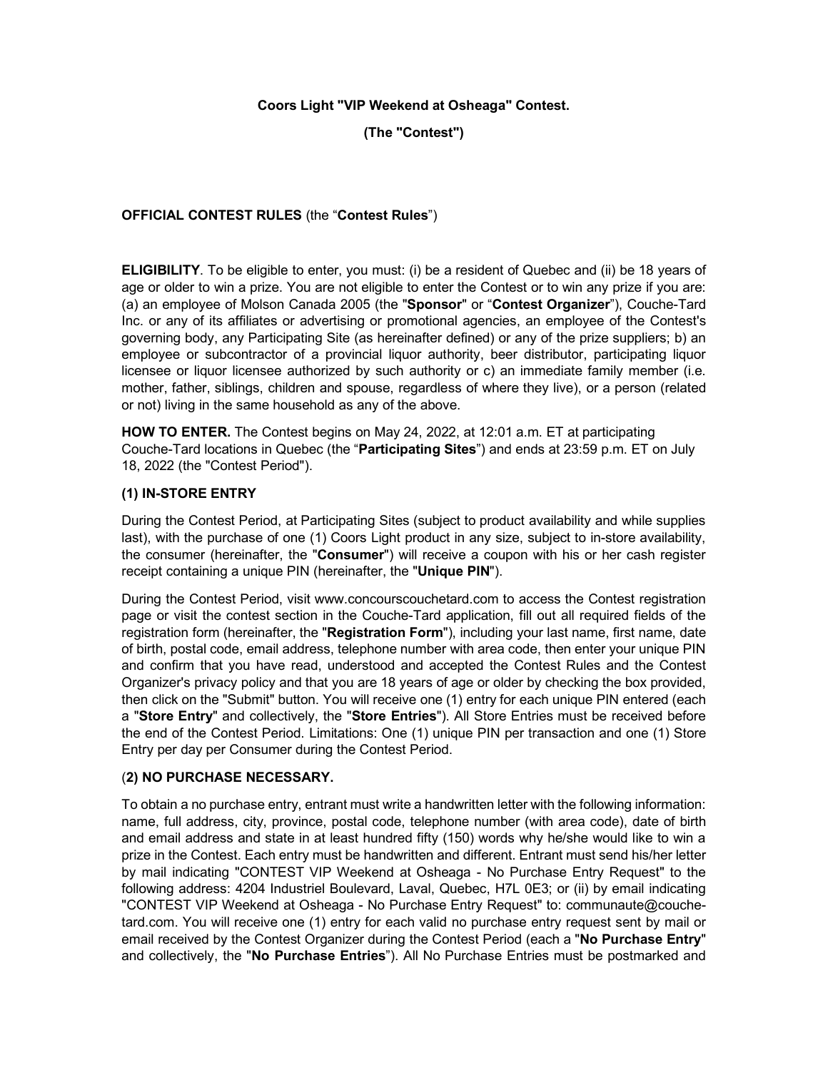**Coors Light "VIP Weekend at Osheaga" Contest.**

**(The "Contest")**

**OFFICIAL CONTEST RULES** (the "**Contest Rules**")

**ELIGIBILITY**. To be eligible to enter, you must: (i) be a resident of Quebec and (ii) be 18 years of age or older to win a prize. You are not eligible to enter the Contest or to win any prize if you are: (a) an employee of Molson Canada 2005 (the "**Sponsor**" or "**Contest Organizer**"), Couche-Tard Inc. or any of its affiliates or advertising or promotional agencies, an employee of the Contest's governing body, any Participating Site (as hereinafter defined) or any of the prize suppliers; b) an employee or subcontractor of a provincial liquor authority, beer distributor, participating liquor licensee or liquor licensee authorized by such authority or c) an immediate family member (i.e. mother, father, siblings, children and spouse, regardless of where they live), or a person (related or not) living in the same household as any of the above.

**HOW TO ENTER.** The Contest begins on May 24, 2022, at 12:01 a.m. ET at participating Couche-Tard locations in Quebec (the "**Participating Sites**") and ends at 23:59 p.m. ET on July 18, 2022 (the "Contest Period").

**(1) IN-STORE ENTRY**

During the Contest Period, at Participating Sites (subject to product availability and while supplies last), with the purchase of one (1) Coors Light product in any size, subject to in-store availability, the consumer (hereinafter, the "**Consumer**") will receive a coupon with his or her cash register receipt containing a unique PIN (hereinafter, the "**Unique PIN**").

During the Contest Period, visit www.concourscouchetard.com to access the Contest registration page or visit the contest section in the Couche-Tard application, fill out all required fields of the registration form (hereinafter, the "**Registration Form**"), including your last name, first name, date of birth, postal code, email address, telephone number with area code, then enter your unique PIN and confirm that you have read, understood and accepted the Contest Rules and the Contest Organizer's privacy policy and that you are 18 years of age or older by checking the box provided, then click on the "Submit" button. You will receive one (1) entry for each unique PIN entered (each a "**Store Entry**" and collectively, the "**Store Entries**"). All Store Entries must be received before the end of the Contest Period. Limitations: One (1) unique PIN per transaction and one (1) Store Entry per day per Consumer during the Contest Period.

(**2) NO PURCHASE NECESSARY.**

To obtain a no purchase entry, entrant must write a handwritten letter with the following information: name, full address, city, province, postal code, telephone number (with area code), date of birth and email address and state in at least hundred fifty (150) words why he/she would like to win a prize in the Contest. Each entry must be handwritten and different. Entrant must send his/her letter by mail indicating "CONTEST VIP Weekend at Osheaga - No Purchase Entry Request" to the following address: 4204 Industriel Boulevard, Laval, Quebec, H7L 0E3; or (ii) by email indicating "CONTEST VIP Weekend at Osheaga - No Purchase Entry Request" to: communaute@couche-tard.com. You will receive one (1) entry for each valid no purchase entry request sent by mail or email received by the Contest Organizer during the Contest Period (each a "**No Purchase Entry**" and collectively, the "**No Purchase Entries**"). All No Purchase Entries must be postmarked and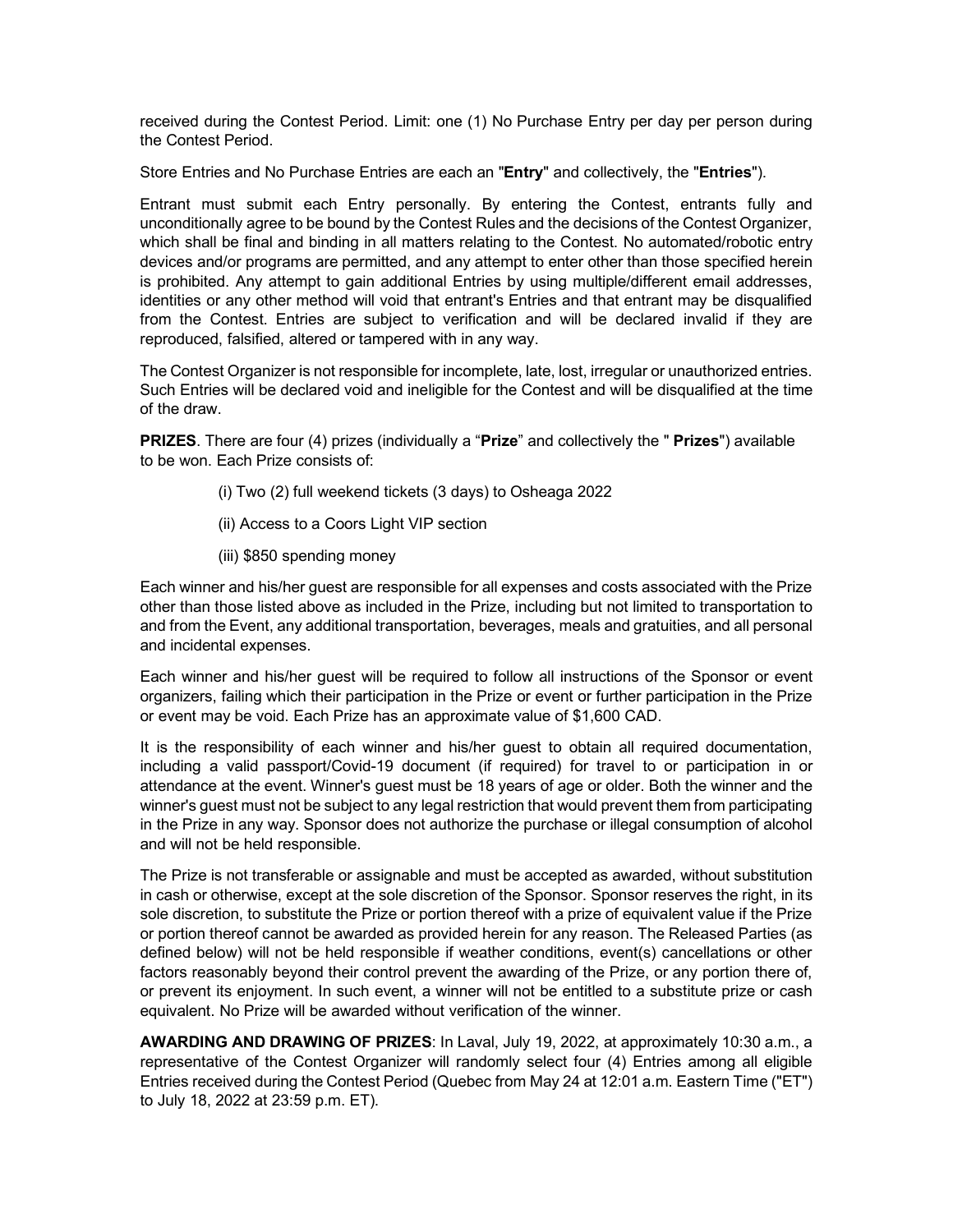received during the Contest Period. Limit: one (1) No Purchase Entry per day per person during the Contest Period.

Store Entries and No Purchase Entries are each an "**Entry**" and collectively, the "**Entries**").

Entrant must submit each Entry personally. By entering the Contest, entrants fully and unconditionally agree to be bound by the Contest Rules and the decisions of the Contest Organizer, which shall be final and binding in all matters relating to the Contest. No automated/robotic entry devices and/or programs are permitted, and any attempt to enter other than those specified herein is prohibited. Any attempt to gain additional Entries by using multiple/different email addresses, identities or any other method will void that entrant's Entries and that entrant may be disqualified from the Contest. Entries are subject to verification and will be declared invalid if they are reproduced, falsified, altered or tampered with in any way.

The Contest Organizer is not responsible for incomplete, late, lost, irregular or unauthorized entries. Such Entries will be declared void and ineligible for the Contest and will be disqualified at the time of the draw.

**PRIZES**. There are four (4) prizes (individually a "**Prize**" and collectively the " **Prizes**") available to be won. Each Prize consists of:

(i) Two (2) full weekend tickets (3 days) to Osheaga 2022

(ii) Access to a Coors Light VIP section

(iii) $850 spending money

Each winner and his/her guest are responsible for all expenses and costs associated with the Prize other than those listed above as included in the Prize, including but not limited to transportation to and from the Event, any additional transportation, beverages, meals and gratuities, and all personal and incidental expenses.

Each winner and his/her guest will be required to follow all instructions of the Sponsor or event organizers, failing which their participation in the Prize or event or further participation in the Prize or event may be void. Each Prize has an approximate value of $1,600 CAD.

It is the responsibility of each winner and his/her guest to obtain all required documentation, including a valid passport/Covid-19 document (if required) for travel to or participation in or attendance at the event. Winner's guest must be 18 years of age or older. Both the winner and the winner's guest must not be subject to any legal restriction that would prevent them from participating in the Prize in any way. Sponsor does not authorize the purchase or illegal consumption of alcohol and will not be held responsible.

The Prize is not transferable or assignable and must be accepted as awarded, without substitution in cash or otherwise, except at the sole discretion of the Sponsor. Sponsor reserves the right, in its sole discretion, to substitute the Prize or portion thereof with a prize of equivalent value if the Prize or portion thereof cannot be awarded as provided herein for any reason. The Released Parties (as defined below) will not be held responsible if weather conditions, event(s) cancellations or other factors reasonably beyond their control prevent the awarding of the Prize, or any portion there of, or prevent its enjoyment. In such event, a winner will not be entitled to a substitute prize or cash equivalent. No Prize will be awarded without verification of the winner.

**AWARDING AND DRAWING OF PRIZES**: In Laval, July 19, 2022, at approximately 10:30 a.m., a representative of the Contest Organizer will randomly select four (4) Entries among all eligible Entries received during the Contest Period (Quebec from May 24 at 12:01 a.m. Eastern Time ("ET") to July 18, 2022 at 23:59 p.m. ET).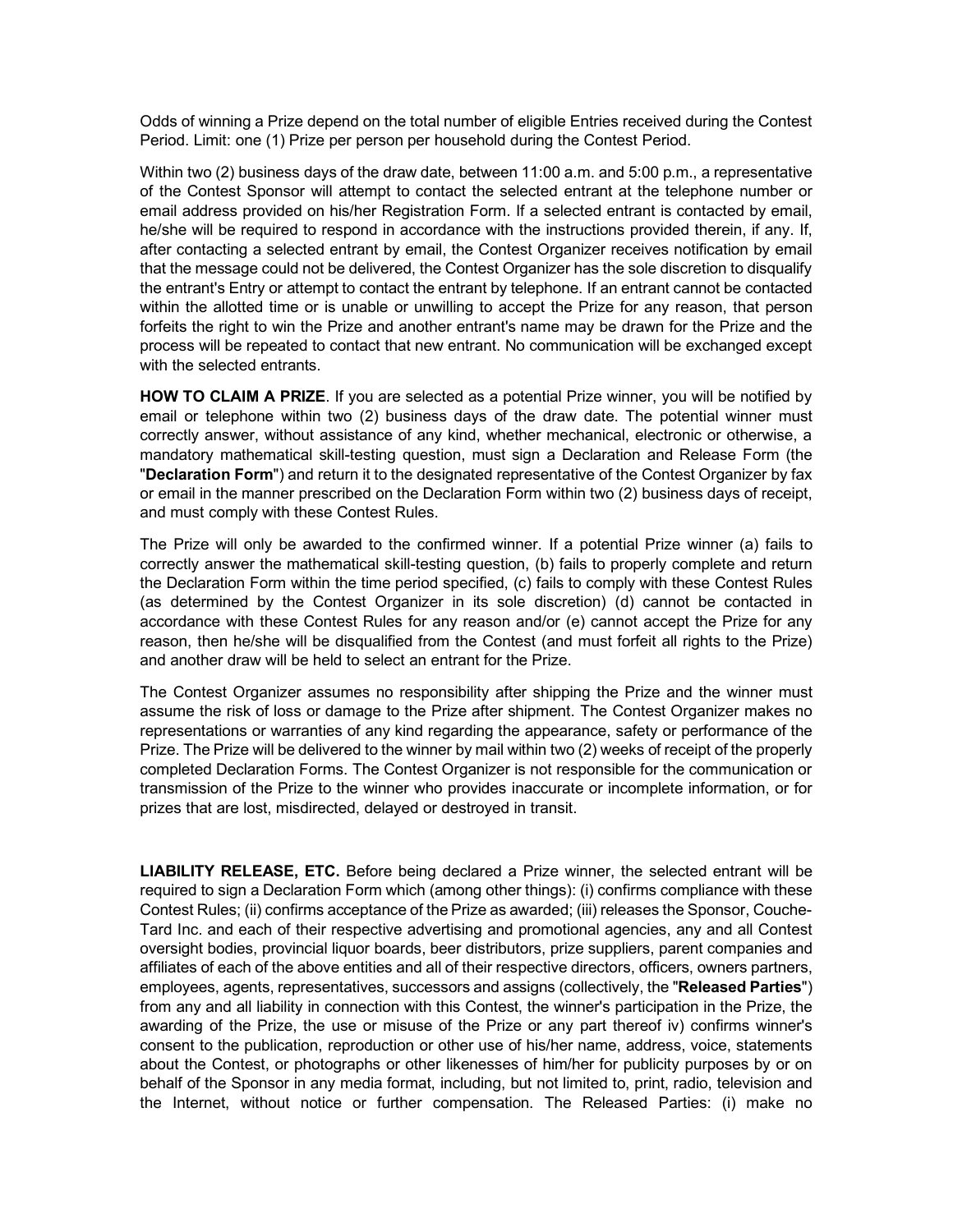Odds of winning a Prize depend on the total number of eligible Entries received during the Contest Period. Limit: one (1) Prize per person per household during the Contest Period.

Within two (2) business days of the draw date, between 11:00 a.m. and 5:00 p.m., a representative of the Contest Sponsor will attempt to contact the selected entrant at the telephone number or email address provided on his/her Registration Form. If a selected entrant is contacted by email, he/she will be required to respond in accordance with the instructions provided therein, if any. If, after contacting a selected entrant by email, the Contest Organizer receives notification by email that the message could not be delivered, the Contest Organizer has the sole discretion to disqualify the entrant's Entry or attempt to contact the entrant by telephone. If an entrant cannot be contacted within the allotted time or is unable or unwilling to accept the Prize for any reason, that person forfeits the right to win the Prize and another entrant's name may be drawn for the Prize and the process will be repeated to contact that new entrant. No communication will be exchanged except with the selected entrants.

**HOW TO CLAIM A PRIZE**. If you are selected as a potential Prize winner, you will be notified by email or telephone within two (2) business days of the draw date. The potential winner must correctly answer, without assistance of any kind, whether mechanical, electronic or otherwise, a mandatory mathematical skill-testing question, must sign a Declaration and Release Form (the "**Declaration Form**") and return it to the designated representative of the Contest Organizer by fax or email in the manner prescribed on the Declaration Form within two (2) business days of receipt, and must comply with these Contest Rules.

The Prize will only be awarded to the confirmed winner. If a potential Prize winner (a) fails to correctly answer the mathematical skill-testing question, (b) fails to properly complete and return the Declaration Form within the time period specified, (c) fails to comply with these Contest Rules (as determined by the Contest Organizer in its sole discretion) (d) cannot be contacted in accordance with these Contest Rules for any reason and/or (e) cannot accept the Prize for any reason, then he/she will be disqualified from the Contest (and must forfeit all rights to the Prize) and another draw will be held to select an entrant for the Prize.

The Contest Organizer assumes no responsibility after shipping the Prize and the winner must assume the risk of loss or damage to the Prize after shipment. The Contest Organizer makes no representations or warranties of any kind regarding the appearance, safety or performance of the Prize. The Prize will be delivered to the winner by mail within two (2) weeks of receipt of the properly completed Declaration Forms. The Contest Organizer is not responsible for the communication or transmission of the Prize to the winner who provides inaccurate or incomplete information, or for prizes that are lost, misdirected, delayed or destroyed in transit.

**LIABILITY RELEASE, ETC.** Before being declared a Prize winner, the selected entrant will be required to sign a Declaration Form which (among other things): (i) confirms compliance with these Contest Rules; (ii) confirms acceptance of the Prize as awarded; (iii) releases the Sponsor, Couche-Tard Inc. and each of their respective advertising and promotional agencies, any and all Contest oversight bodies, provincial liquor boards, beer distributors, prize suppliers, parent companies and affiliates of each of the above entities and all of their respective directors, officers, owners partners, employees, agents, representatives, successors and assigns (collectively, the "**Released Parties**") from any and all liability in connection with this Contest, the winner's participation in the Prize, the awarding of the Prize, the use or misuse of the Prize or any part thereof iv) confirms winner's consent to the publication, reproduction or other use of his/her name, address, voice, statements about the Contest, or photographs or other likenesses of him/her for publicity purposes by or on behalf of the Sponsor in any media format, including, but not limited to, print, radio, television and the Internet, without notice or further compensation. The Released Parties: (i) make no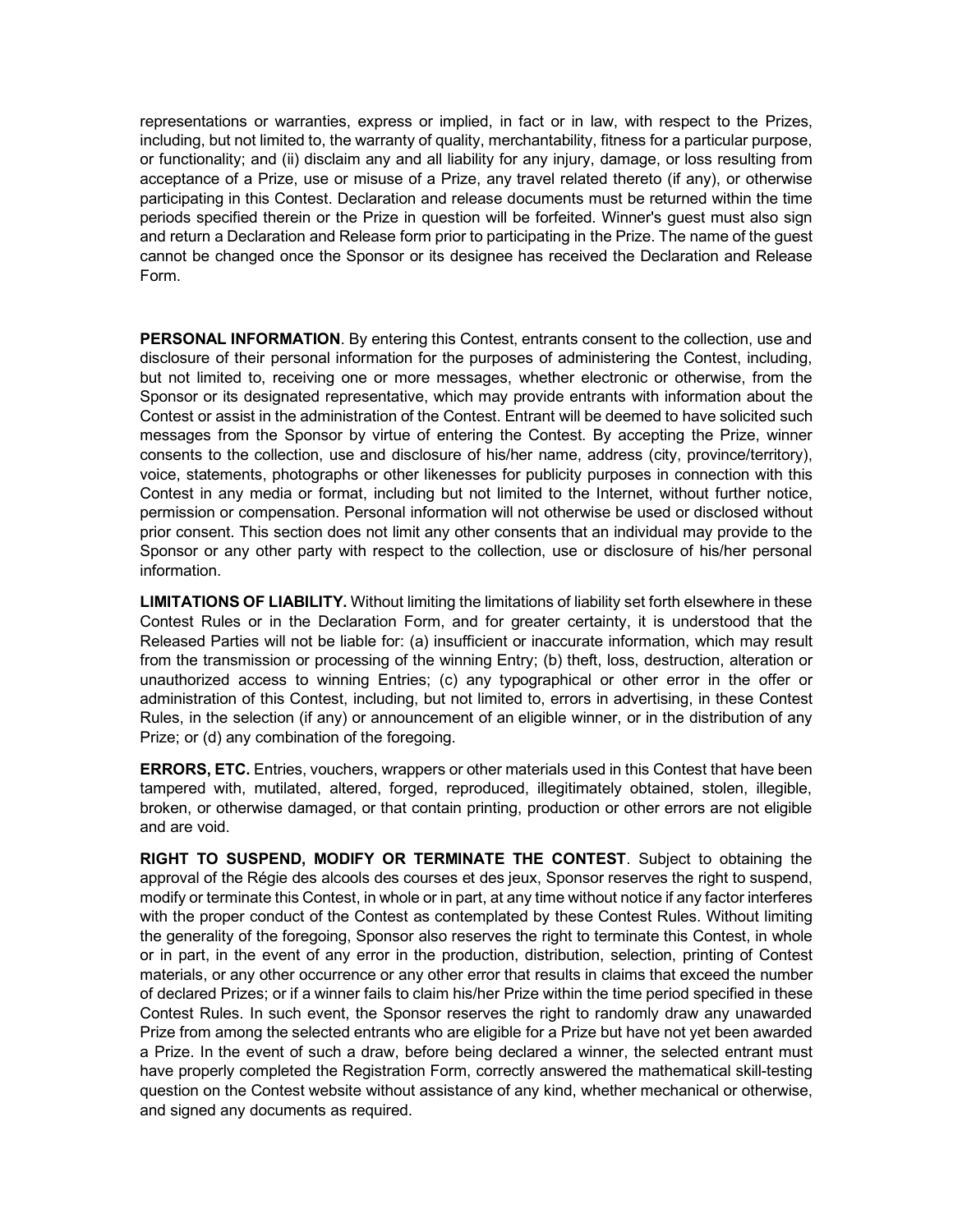representations or warranties, express or implied, in fact or in law, with respect to the Prizes, including, but not limited to, the warranty of quality, merchantability, fitness for a particular purpose, or functionality; and (ii) disclaim any and all liability for any injury, damage, or loss resulting from acceptance of a Prize, use or misuse of a Prize, any travel related thereto (if any), or otherwise participating in this Contest. Declaration and release documents must be returned within the time periods specified therein or the Prize in question will be forfeited. Winner's guest must also sign and return a Declaration and Release form prior to participating in the Prize. The name of the guest cannot be changed once the Sponsor or its designee has received the Declaration and Release Form.

**PERSONAL INFORMATION**. By entering this Contest, entrants consent to the collection, use and disclosure of their personal information for the purposes of administering the Contest, including, but not limited to, receiving one or more messages, whether electronic or otherwise, from the Sponsor or its designated representative, which may provide entrants with information about the Contest or assist in the administration of the Contest. Entrant will be deemed to have solicited such messages from the Sponsor by virtue of entering the Contest. By accepting the Prize, winner consents to the collection, use and disclosure of his/her name, address (city, province/territory), voice, statements, photographs or other likenesses for publicity purposes in connection with this Contest in any media or format, including but not limited to the Internet, without further notice, permission or compensation. Personal information will not otherwise be used or disclosed without prior consent. This section does not limit any other consents that an individual may provide to the Sponsor or any other party with respect to the collection, use or disclosure of his/her personal information.

**LIMITATIONS OF LIABILITY.** Without limiting the limitations of liability set forth elsewhere in these Contest Rules or in the Declaration Form, and for greater certainty, it is understood that the Released Parties will not be liable for: (a) insufficient or inaccurate information, which may result from the transmission or processing of the winning Entry; (b) theft, loss, destruction, alteration or unauthorized access to winning Entries; (c) any typographical or other error in the offer or administration of this Contest, including, but not limited to, errors in advertising, in these Contest Rules, in the selection (if any) or announcement of an eligible winner, or in the distribution of any Prize; or (d) any combination of the foregoing.

**ERRORS, ETC.** Entries, vouchers, wrappers or other materials used in this Contest that have been tampered with, mutilated, altered, forged, reproduced, illegitimately obtained, stolen, illegible, broken, or otherwise damaged, or that contain printing, production or other errors are not eligible and are void.

**RIGHT TO SUSPEND, MODIFY OR TERMINATE THE CONTEST**. Subject to obtaining the approval of the Régie des alcools des courses et des jeux, Sponsor reserves the right to suspend, modify or terminate this Contest, in whole or in part, at any time without notice if any factor interferes with the proper conduct of the Contest as contemplated by these Contest Rules. Without limiting the generality of the foregoing, Sponsor also reserves the right to terminate this Contest, in whole or in part, in the event of any error in the production, distribution, selection, printing of Contest materials, or any other occurrence or any other error that results in claims that exceed the number of declared Prizes; or if a winner fails to claim his/her Prize within the time period specified in these Contest Rules. In such event, the Sponsor reserves the right to randomly draw any unawarded Prize from among the selected entrants who are eligible for a Prize but have not yet been awarded a Prize. In the event of such a draw, before being declared a winner, the selected entrant must have properly completed the Registration Form, correctly answered the mathematical skill-testing question on the Contest website without assistance of any kind, whether mechanical or otherwise, and signed any documents as required.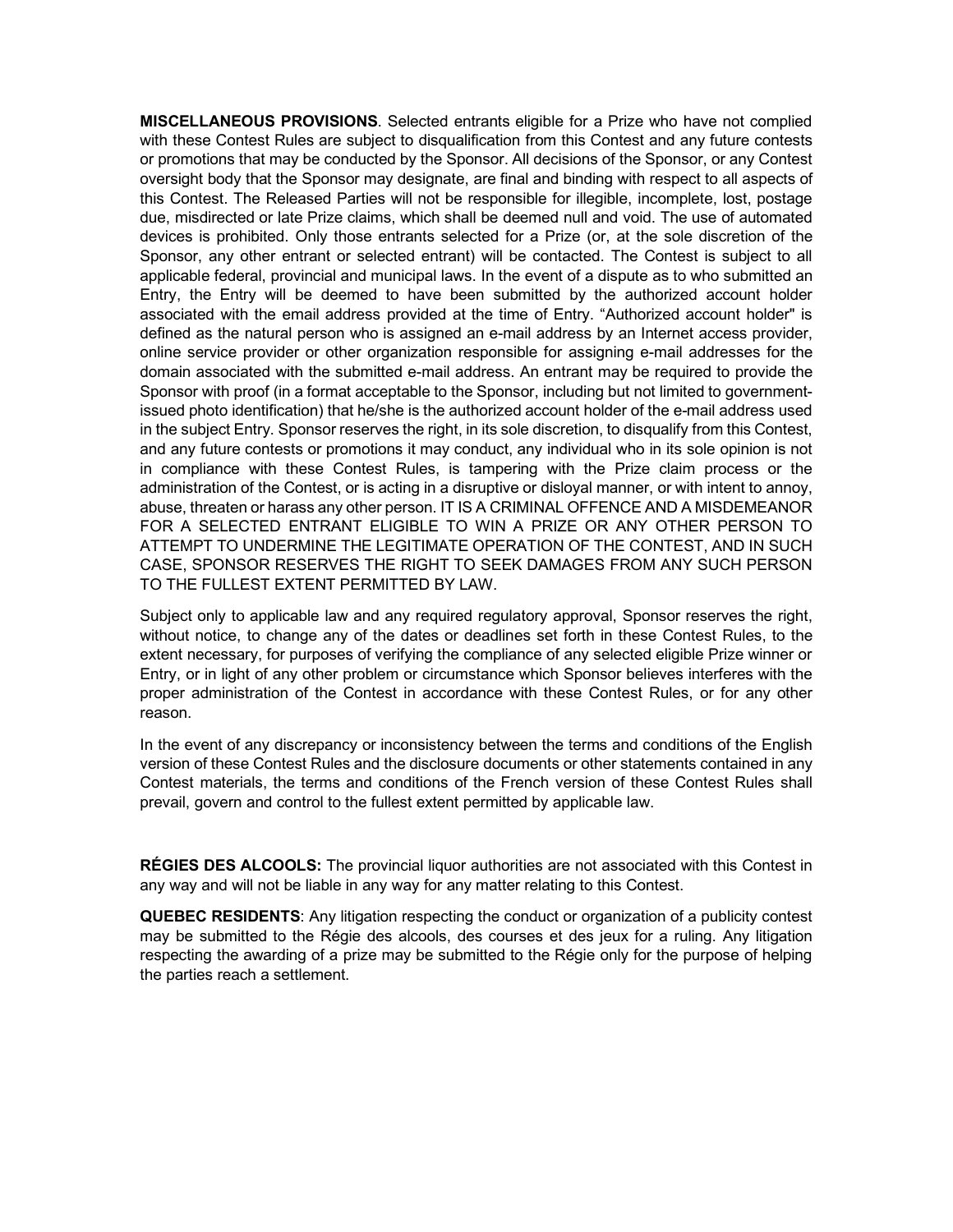**MISCELLANEOUS PROVISIONS**. Selected entrants eligible for a Prize who have not complied with these Contest Rules are subject to disqualification from this Contest and any future contests or promotions that may be conducted by the Sponsor. All decisions of the Sponsor, or any Contest oversight body that the Sponsor may designate, are final and binding with respect to all aspects of this Contest. The Released Parties will not be responsible for illegible, incomplete, lost, postage due, misdirected or late Prize claims, which shall be deemed null and void. The use of automated devices is prohibited. Only those entrants selected for a Prize (or, at the sole discretion of the Sponsor, any other entrant or selected entrant) will be contacted. The Contest is subject to all applicable federal, provincial and municipal laws. In the event of a dispute as to who submitted an Entry, the Entry will be deemed to have been submitted by the authorized account holder associated with the email address provided at the time of Entry. “Authorized account holder" is defined as the natural person who is assigned an e-mail address by an Internet access provider, online service provider or other organization responsible for assigning e-mail addresses for the domain associated with the submitted e-mail address. An entrant may be required to provide the Sponsor with proof (in a format acceptable to the Sponsor, including but not limited to government-issued photo identification) that he/she is the authorized account holder of the e-mail address used in the subject Entry. Sponsor reserves the right, in its sole discretion, to disqualify from this Contest, and any future contests or promotions it may conduct, any individual who in its sole opinion is not in compliance with these Contest Rules, is tampering with the Prize claim process or the administration of the Contest, or is acting in a disruptive or disloyal manner, or with intent to annoy, abuse, threaten or harass any other person. IT IS A CRIMINAL OFFENCE AND A MISDEMEANOR FOR A SELECTED ENTRANT ELIGIBLE TO WIN A PRIZE OR ANY OTHER PERSON TO ATTEMPT TO UNDERMINE THE LEGITIMATE OPERATION OF THE CONTEST, AND IN SUCH CASE, SPONSOR RESERVES THE RIGHT TO SEEK DAMAGES FROM ANY SUCH PERSON TO THE FULLEST EXTENT PERMITTED BY LAW.

Subject only to applicable law and any required regulatory approval, Sponsor reserves the right, without notice, to change any of the dates or deadlines set forth in these Contest Rules, to the extent necessary, for purposes of verifying the compliance of any selected eligible Prize winner or Entry, or in light of any other problem or circumstance which Sponsor believes interferes with the proper administration of the Contest in accordance with these Contest Rules, or for any other reason.

In the event of any discrepancy or inconsistency between the terms and conditions of the English version of these Contest Rules and the disclosure documents or other statements contained in any Contest materials, the terms and conditions of the French version of these Contest Rules shall prevail, govern and control to the fullest extent permitted by applicable law.

**RÉGIES DES ALCOOLS:** The provincial liquor authorities are not associated with this Contest in any way and will not be liable in any way for any matter relating to this Contest.

**QUEBEC RESIDENTS**: Any litigation respecting the conduct or organization of a publicity contest may be submitted to the Régie des alcools, des courses et des jeux for a ruling. Any litigation respecting the awarding of a prize may be submitted to the Régie only for the purpose of helping the parties reach a settlement.